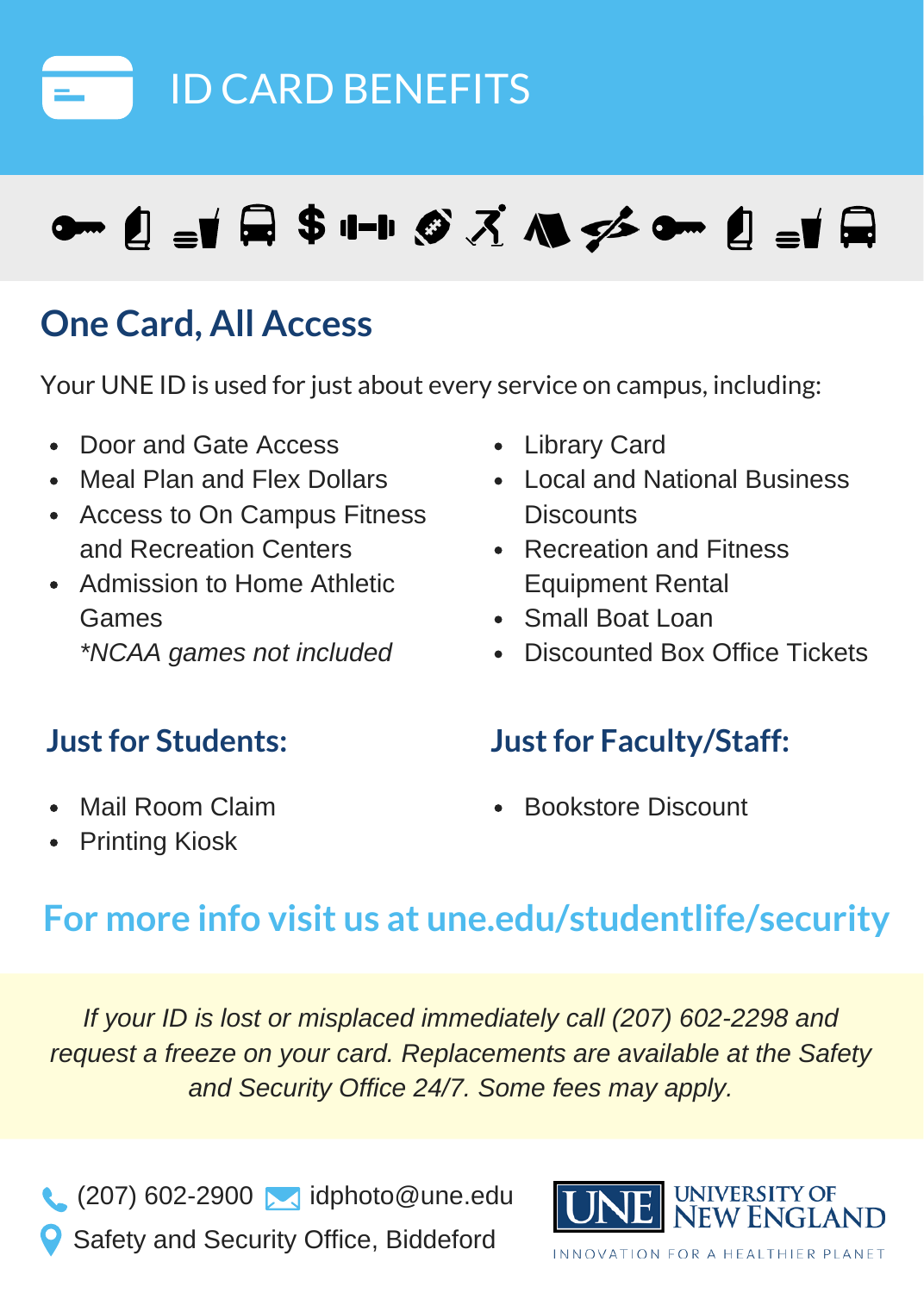# ID CARD BENEFITS

## One Card, All Access

Your UNE ID is used for just about every service on campus, including:

- Door and Gate Access
- Meal Plan and Flex Dollars
- Access to On Campus Fitness and Recreation Centers
- Admission to Home Athletic Games
  *\*NCAA games not included*
- Library Card
- Local and National Business Discounts
- Recreation and Fitness Equipment Rental
- Small Boat Loan
- Discounted Box Office Tickets

## Just for Students:

- Mail Room Claim
- Printing Kiosk

## Just for Faculty/Staff:

- Bookstore Discount

## For more info visit us at une.edu/studentlife/security

*If your ID is lost or misplaced immediately call (207) 602-2298 and request a freeze on your card. Replacements are available at the Safety and Security Office 24/7. Some fees may apply.*

(207) 602-2900 idphoto@une.edu

Safety and Security Office, Biddeford

UNE UNIVERSITY OF NEW ENGLAND

INNOVATION FOR A HEALTHIER PLANET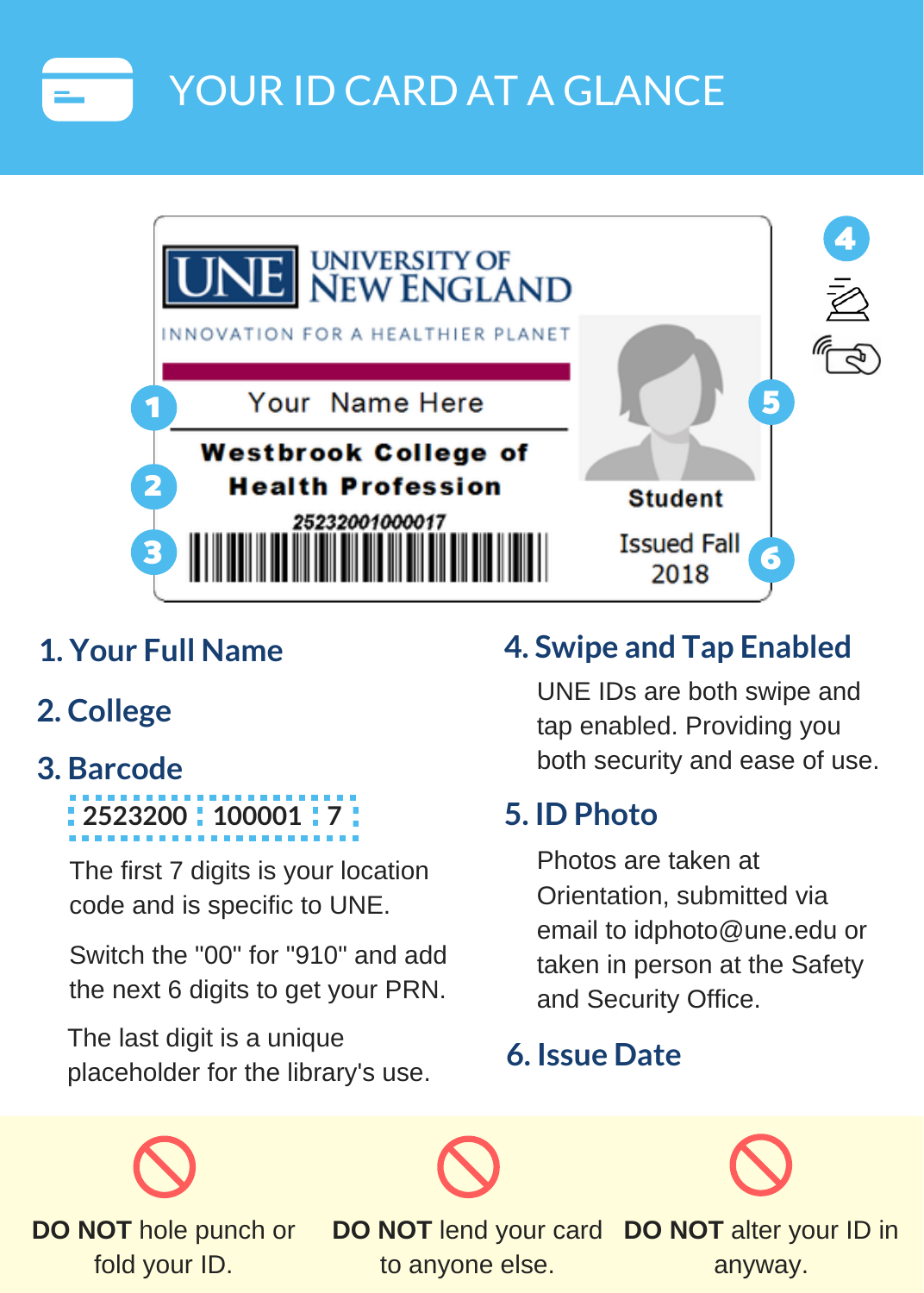# YOUR ID CARD AT A GLANCE

UNE UNIVERSITY OF NEW ENGLAND

INNOVATION FOR A HEALTHIER PLANET

Your Name Here

Westbrook College of Health Profession

25232001000017

Student

Issued Fall 2018

## 1. Your Full Name

## 2. College

## 3. Barcode

2523200 : 100001 : 7

The first 7 digits is your location code and is specific to UNE.

Switch the "00" for "910" and add the next 6 digits to get your PRN.

The last digit is a unique placeholder for the library's use.

## 4. Swipe and Tap Enabled

UNE IDs are both swipe and tap enabled. Providing you both security and ease of use.

## 5. ID Photo

Photos are taken at Orientation, submitted via email to idphoto@une.edu or taken in person at the Safety and Security Office.

## 6. Issue Date

**DO NOT** hole punch or fold your ID.

**DO NOT** lend your card to anyone else.

**DO NOT** alter your ID in anyway.